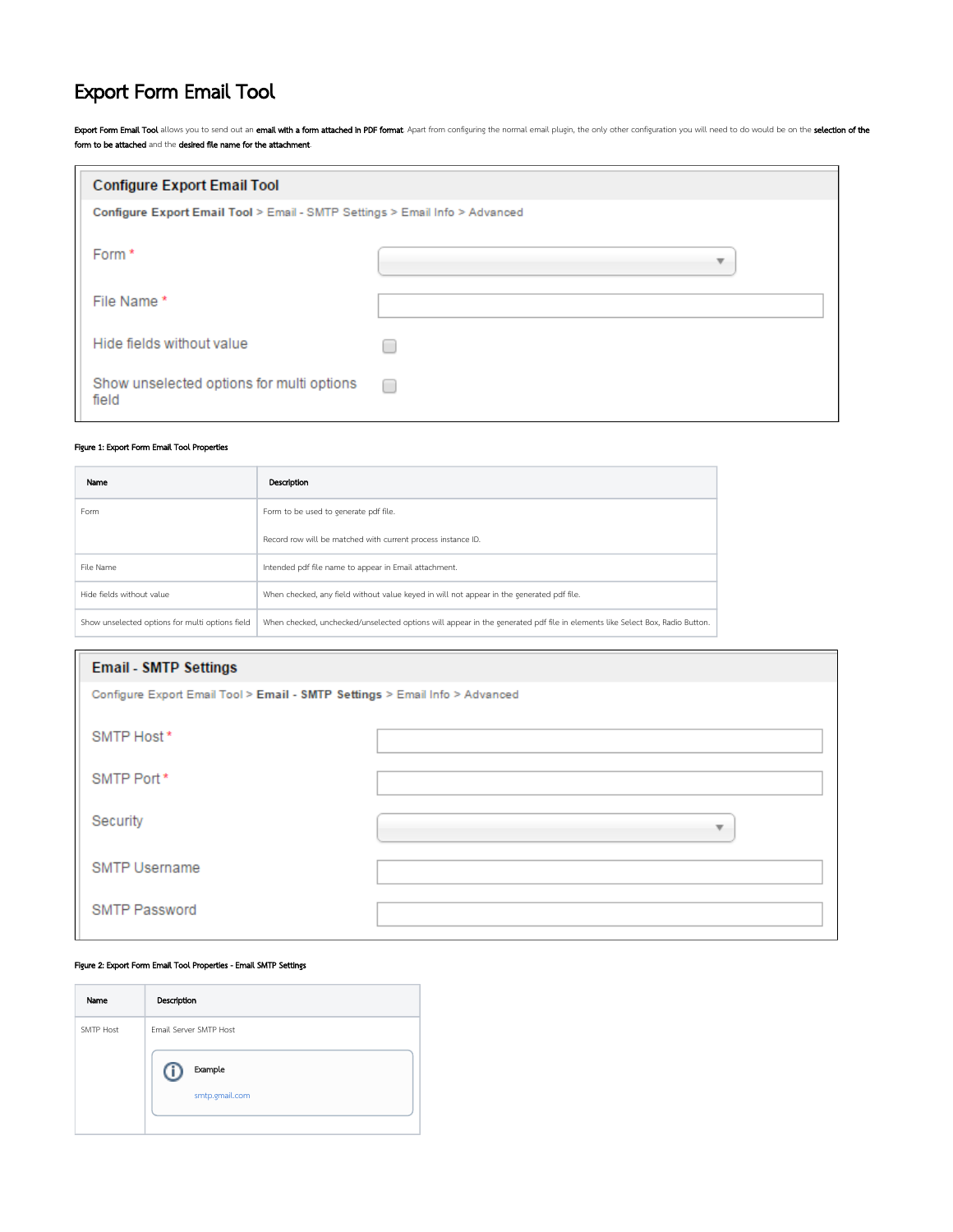# Export Form Email Tool

**Export Form Email Tool** allows you to send out an **email with a form attached in PDF format**. Apart from configuring the normal email plugin, the only other configuration you will need to do would be on the **selection of the form to be attached** and the **desired file name for the attachment**.

**Configure Export Email Tool**

**Configure Export Email Tool** > Email - SMTP Settings > Email Info > Advanced

Form *

File Name *

Hide fields without value

Show unselected options for multi options field

**Figure 1: Export Form Email Tool Properties**

| Name | Description |
| --- | --- |
| Form | Form to be used to generate pdf file.<br><br>Record row will be matched with current process instance ID. |
| File Name | Intended pdf file name to appear in Email attachment. |
| Hide fields without value | When checked, any field without value keyed in will not appear in the generated pdf file. |
| Show unselected options for multi options field | When checked, unchecked/unselected options will appear in the generated pdf file in elements like Select Box, Radio Button. |

**Email - SMTP Settings**

Configure Export Email Tool > **Email - SMTP Settings** > Email Info > Advanced

SMTP Host *

SMTP Port *

Security

SMTP Username

SMTP Password

**Figure 2: Export Form Email Tool Properties - Email SMTP Settings**

| Name | Description |
| --- | --- |
| SMTP Host | Email Server SMTP Host<br><br>Example<br><br>smtp.gmail.com |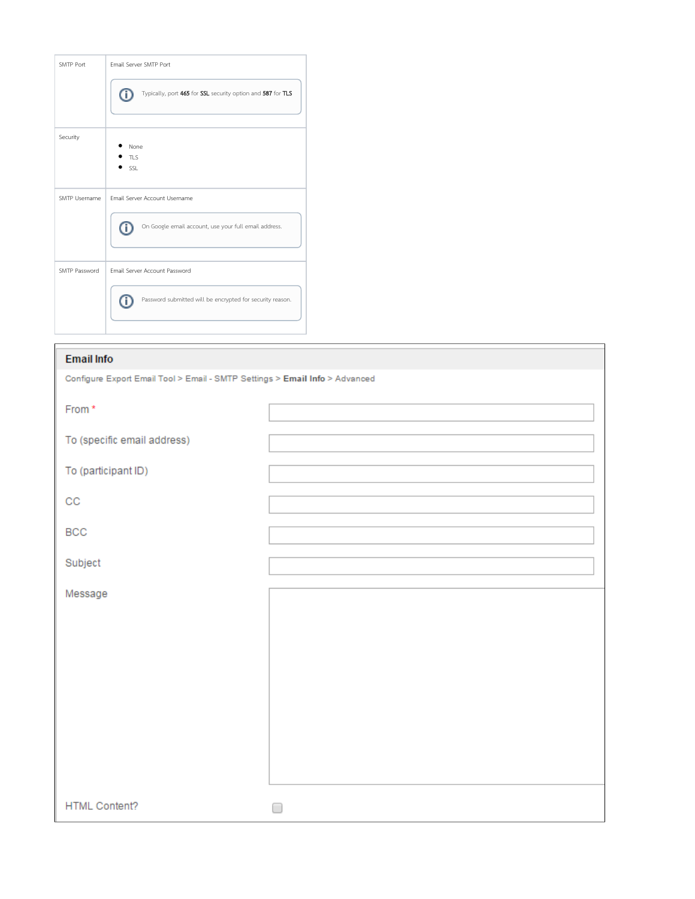| | |
|---|---|
| SMTP Port | Email Server SMTP Port<br><br>Typically, port **465** for **SSL** security option and **587** for **TLS** |
| Security | • None<br>• TLS<br>• SSL |
| SMTP Username | Email Server Account Username<br><br>On Google email account, use your full email address. |
| SMTP Password | Email Server Account Password<br><br>Password submitted will be encrypted for security reason. |

**Email Info**

Configure Export Email Tool > Email - SMTP Settings > **Email Info** > Advanced

From *

To (specific email address)

To (participant ID)

CC

BCC

Subject

Message

HTML Content?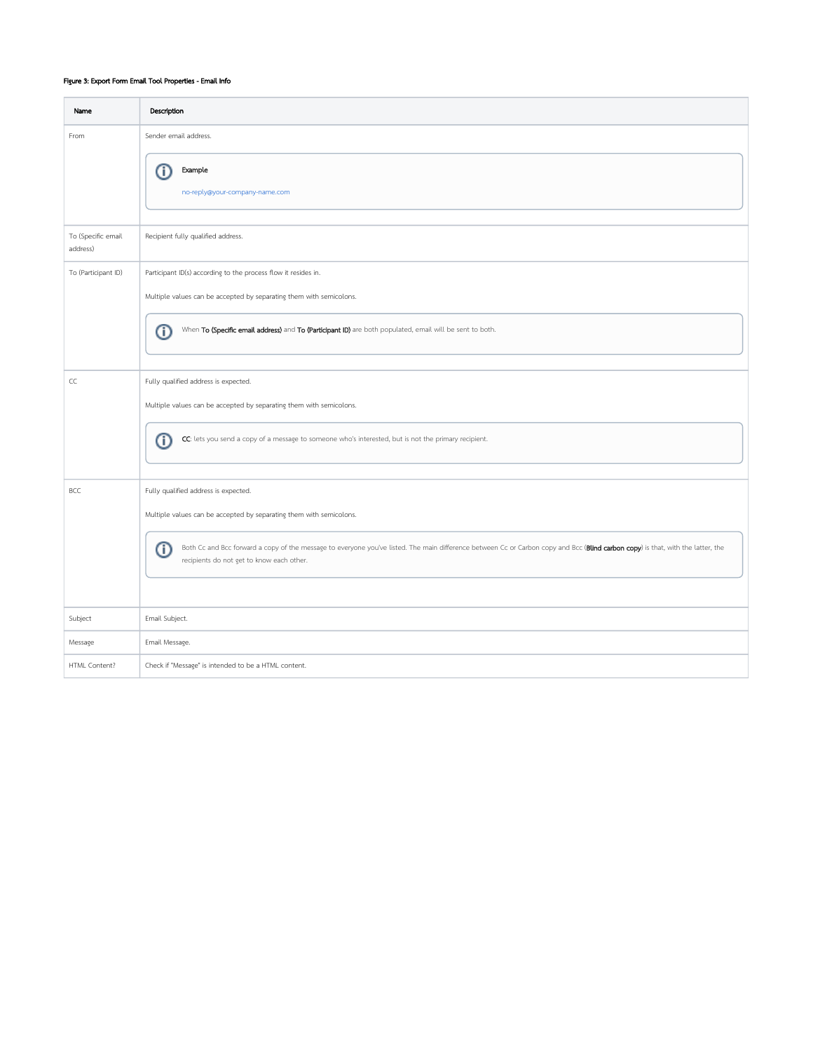**Figure 3: Export Form Email Tool Properties - Email Info**

| Name | Description |
| --- | --- |
| From | Sender email address. <br><br> **Example** <br> no-reply@your-company-name.com |
| To (Specific email address) | Recipient fully qualified address. |
| To (Participant ID) | Participant ID(s) according to the process flow it resides in. <br><br> Multiple values can be accepted by separating them with semicolons. <br><br> When **To (Specific email address)** and **To (Participant ID)** are both populated, email will be sent to both. |
| CC | Fully qualified address is expected. <br><br> Multiple values can be accepted by separating them with semicolons. <br><br> **CC**: lets you send a copy of a message to someone who's interested, but is not the primary recipient. |
| BCC | Fully qualified address is expected. <br><br> Multiple values can be accepted by separating them with semicolons. <br><br> Both Cc and Bcc forward a copy of the message to everyone you've listed. The main difference between Cc or Carbon copy and Bcc (**Blind carbon copy**) is that, with the latter, the recipients do not get to know each other. |
| Subject | Email Subject. |
| Message | Email Message. |
| HTML Content? | Check if "Message" is intended to be a HTML content. |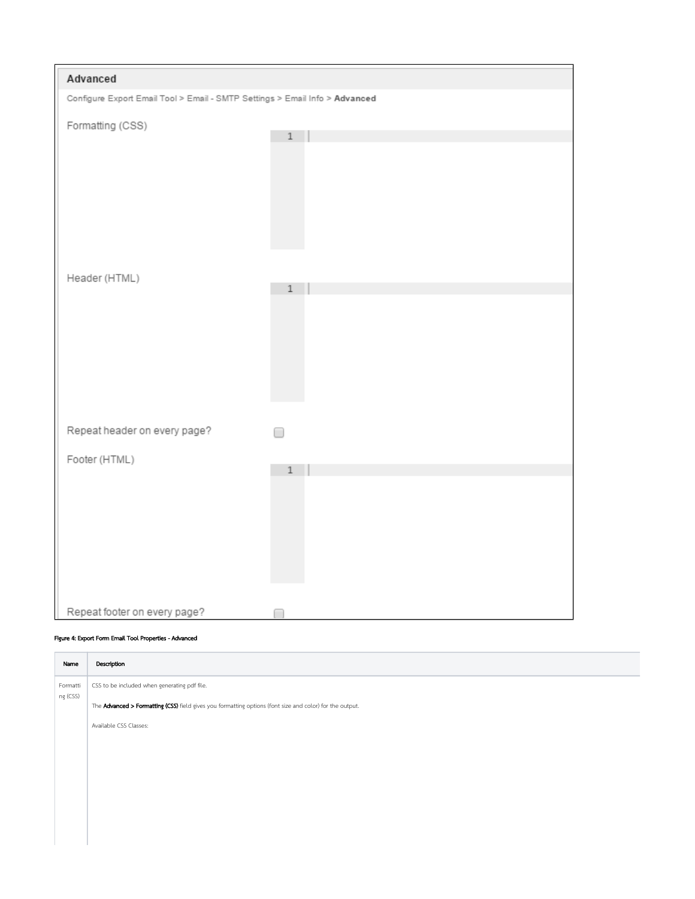**Advanced**

Configure Export Email Tool > Email - SMTP Settings > Email Info > **Advanced**

Formatting (CSS)

Header (HTML)

Repeat header on every page?

Footer (HTML)

Repeat footer on every page?

**Figure 4: Export Form Email Tool Properties - Advanced**

| Name | Description |
| --- | --- |
| Formatting (CSS) | CSS to be included when generating pdf file.<br><br>The **Advanced > Formatting (CSS)** field gives you formatting options (font size and color) for the output.<br><br>Available CSS Classes: |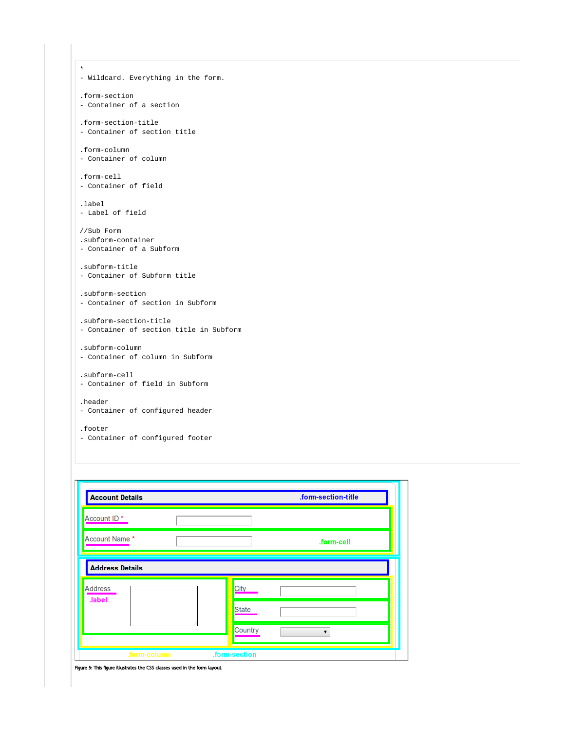```
*
- Wildcard. Everything in the form.

.form-section
- Container of a section

.form-section-title
- Container of section title

.form-column
- Container of column

.form-cell
- Container of field

.label
- Label of field

//Sub Form
.subform-container
- Container of a Subform

.subform-title
- Container of Subform title

.subform-section
- Container of section in Subform

.subform-section-title
- Container of section title in Subform

.subform-column
- Container of column in Subform

.subform-cell
- Container of field in Subform

.header
- Container of configured header

.footer
- Container of configured footer
```

Account Details .form-section-title

Account ID *

Account Name * .form-cell

Address Details

Address .label

City

State

Country

.form-column .form-section

Figure 5: This figure illustrates the CSS classes used in the form layout.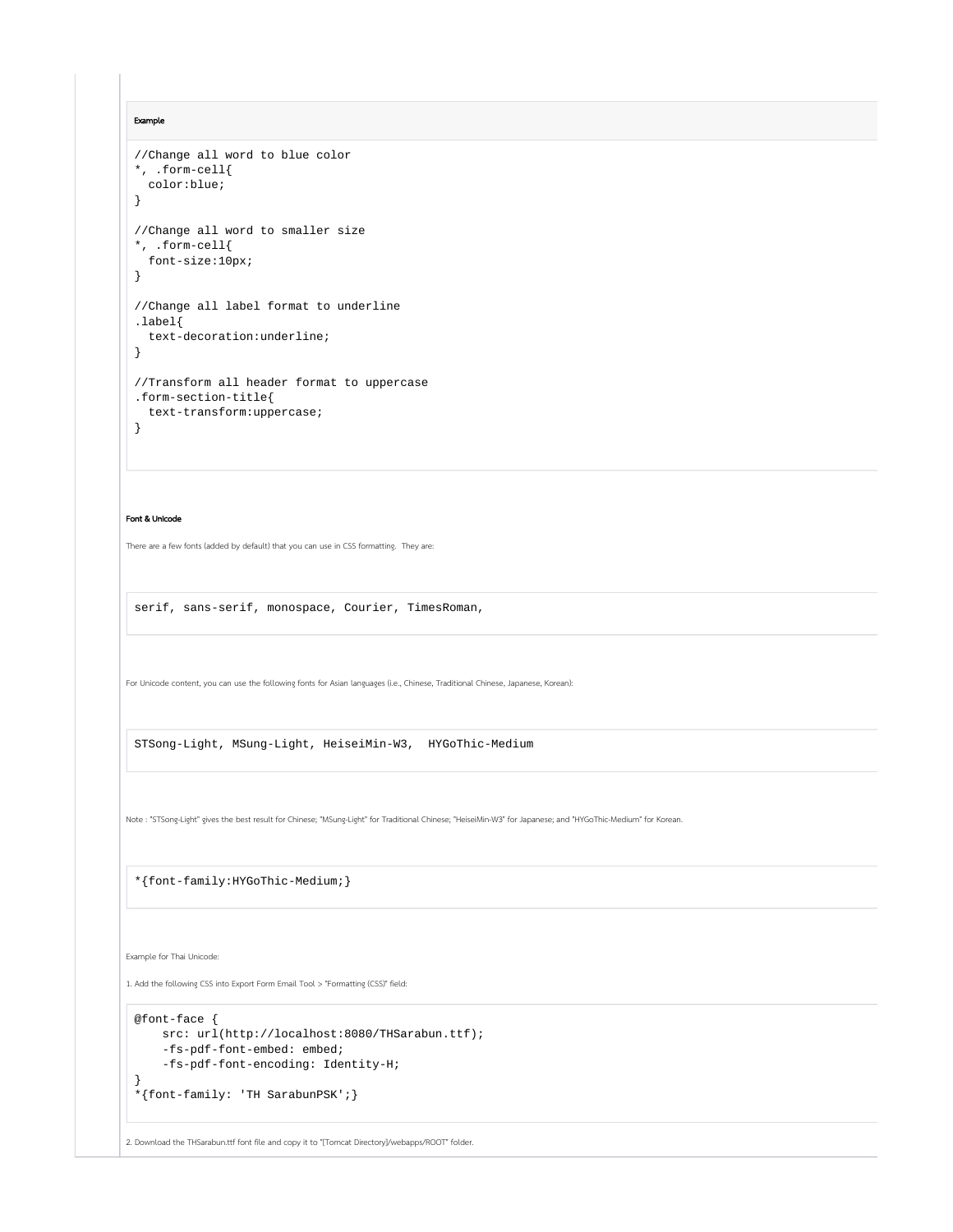**Example**

```
//Change all word to blue color
*, .form-cell{
  color:blue;
}

//Change all word to smaller size
*, .form-cell{
  font-size:10px;
}

//Change all label format to underline
.label{
  text-decoration:underline;
}

//Transform all header format to uppercase
.form-section-title{
  text-transform:uppercase;
}
```

**Font & Unicode**

There are a few fonts (added by default) that you can use in CSS formatting. They are:

```
serif, sans-serif, monospace, Courier, TimesRoman,
```

For Unicode content, you can use the following fonts for Asian languages (i.e., Chinese, Traditional Chinese, Japanese, Korean):

```
STSong-Light, MSung-Light, HeiseiMin-W3,  HYGoThic-Medium
```

Note : "STSong-Light" gives the best result for Chinese; "MSung-Light" for Traditional Chinese; "HeiseiMin-W3" for Japanese; and "HYGoThic-Medium" for Korean.

```
*{font-family:HYGoThic-Medium;}
```

Example for Thai Unicode:

1. Add the following CSS into Export Form Email Tool > "Formatting (CSS)" field:

```
@font-face {
     src: url(http://localhost:8080/THSarabun.ttf);
     -fs-pdf-font-embed: embed;
     -fs-pdf-font-encoding: Identity-H;
}
*{font-family: 'TH SarabunPSK';}
```

2. Download the THSarabun.ttf font file and copy it to "[Tomcat Directory]/webapps/ROOT" folder.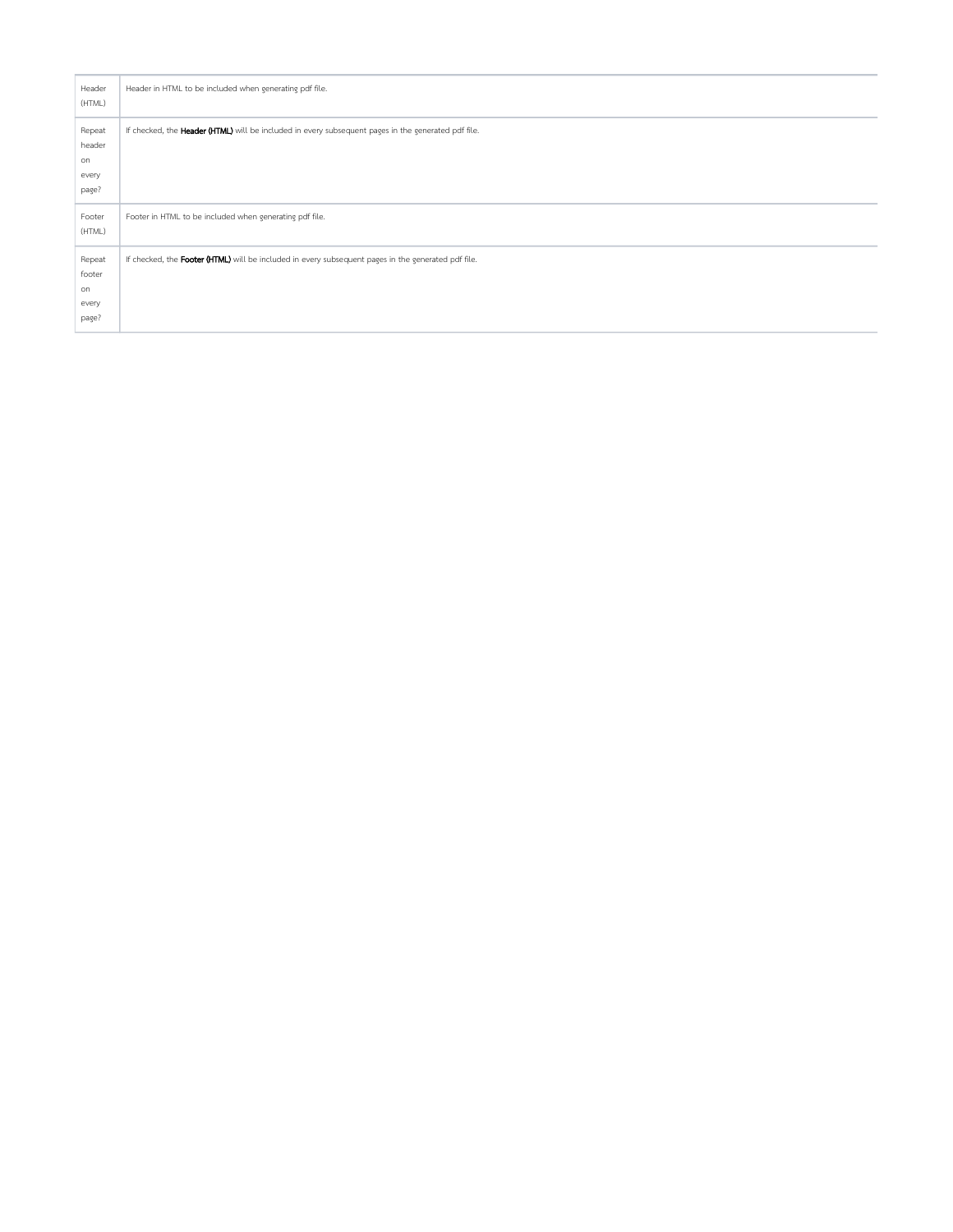| | |
|---|---|
| Header (HTML) | Header in HTML to be included when generating pdf file. |
| Repeat header on every page? | If checked, the **Header (HTML)** will be included in every subsequent pages in the generated pdf file. |
| Footer (HTML) | Footer in HTML to be included when generating pdf file. |
| Repeat footer on every page? | If checked, the **Footer (HTML)** will be included in every subsequent pages in the generated pdf file. |